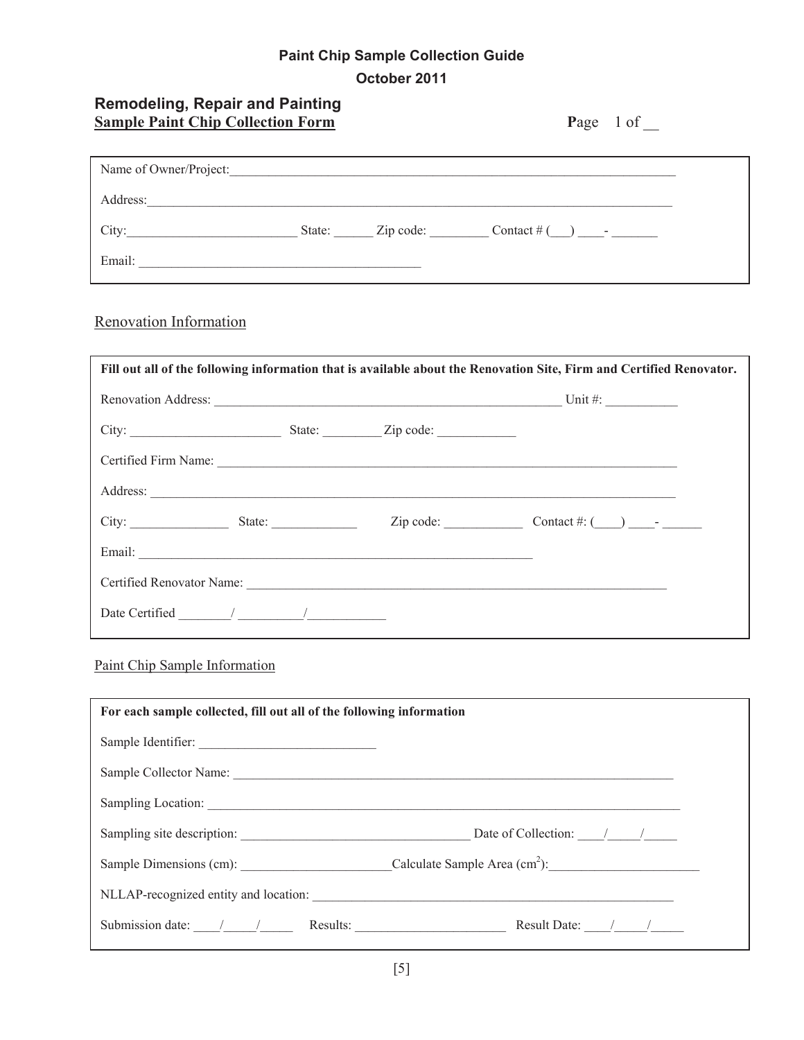**Paint Chip Sample Collection Guide**

**October 2011**

## Remodeling, Repair and Painting

**Sample Paint Chip Collection Form**

**P**age 1 of __

Name of Owner/Project:______________________________________________________________________

Address:_____________________________________________________________________________

City:_________________________ State: ______ Zip code: _________ Contact # (___) ____- _______

Email: ___________________________________________

### Renovation Information

**Fill out all of the following information that is available about the Renovation Site, Firm and Certified Renovator.**

Renovation Address: _____________________________________________________ Unit #: ___________

City: ______________________ State: _________ Zip code: ____________

Certified Firm Name: __________________________________________________________________________

Address: ____________________________________________________________________________________

City: _______________ State: _____________ Zip code: ____________ Contact #: (____) ____- ______

Email: ______________________________________________________________

Certified Renovator Name: ________________________________________________________________

Date Certified ________/ _________/____________

### Paint Chip Sample Information

**For each sample collected, fill out all of the following information**

Sample Identifier: ___________________________

Sample Collector Name: _____________________________________________________________________

Sampling Location: _________________________________________________________________________

Sampling site description: ___________________________________ Date of Collection: ____/_____/_____

Sample Dimensions (cm): ______________________Calculate Sample Area ($cm^2$):______________________

NLLAP-recognized entity and location: ___________________________________________________________

Submission date: ____/_____/_____ Results: _______________________ Result Date: ____/_____/_____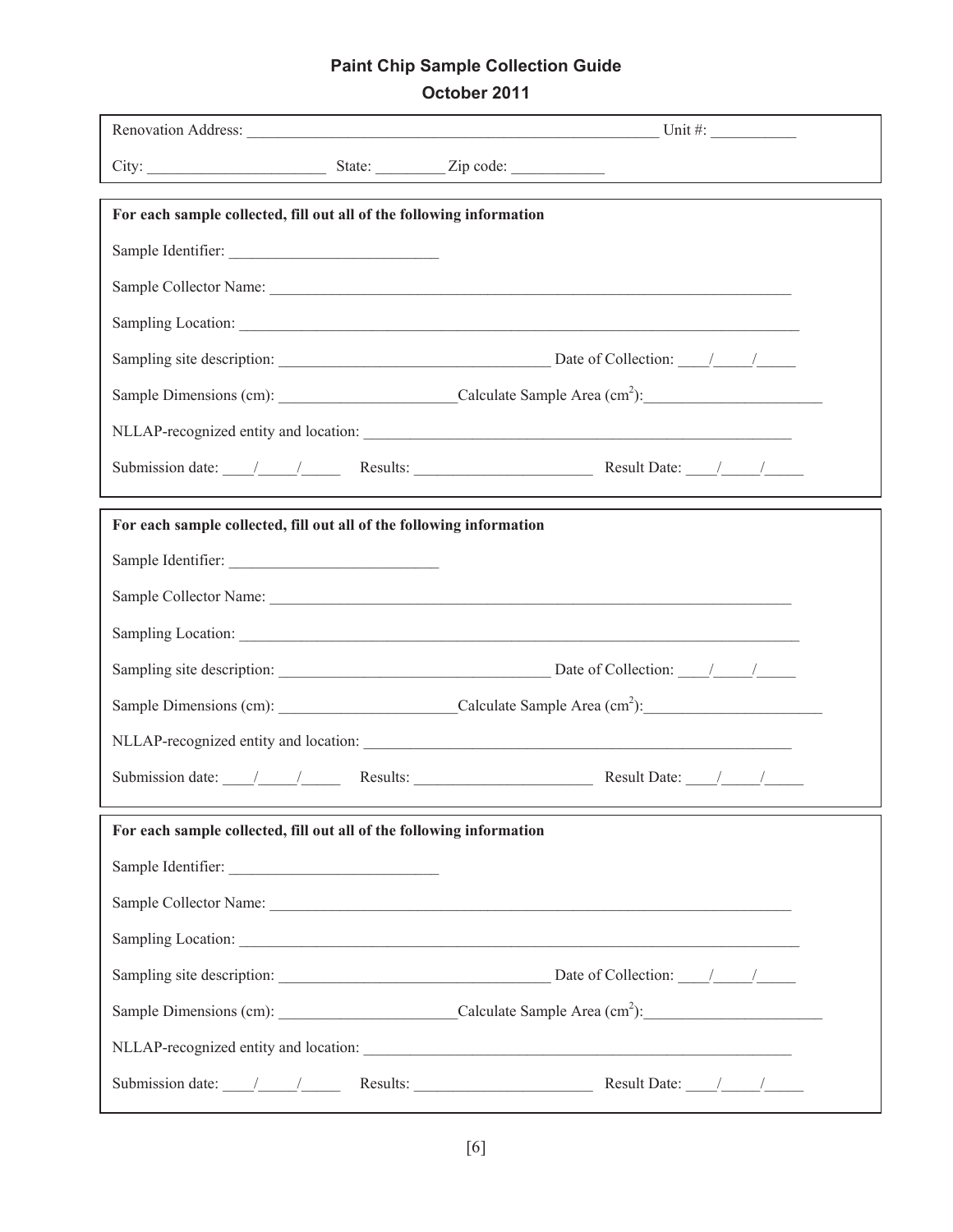# Paint Chip Sample Collection Guide

## October 2011

Renovation Address: ______________________________________________________ Unit #: ___________

City: ______________________ State: _________ Zip code: ____________

**For each sample collected, fill out all of the following information**

Sample Identifier: ___________________________

Sample Collector Name: ______________________________________________________________________

Sampling Location: __________________________________________________________________________

Sampling site description: ___________________________________ Date of Collection: ____/_____/_____

Sample Dimensions (cm): _______________________Calculate Sample Area ($cm^2$):_______________________

NLLAP-recognized entity and location: __________________________________________________________

Submission date: ____/_____/_____ Results: _______________________ Result Date: ____/_____/_____

**For each sample collected, fill out all of the following information**

Sample Identifier: ___________________________

Sample Collector Name: ______________________________________________________________________

Sampling Location: __________________________________________________________________________

Sampling site description: ___________________________________ Date of Collection: ____/_____/_____

Sample Dimensions (cm): _______________________Calculate Sample Area ($cm^2$):_______________________

NLLAP-recognized entity and location: __________________________________________________________

Submission date: ____/_____/_____ Results: _______________________ Result Date: ____/_____/_____

**For each sample collected, fill out all of the following information**

Sample Identifier: ___________________________

Sample Collector Name: ______________________________________________________________________

Sampling Location: __________________________________________________________________________

Sampling site description: ___________________________________ Date of Collection: ____/_____/_____

Sample Dimensions (cm): _______________________Calculate Sample Area ($cm^2$):_______________________

NLLAP-recognized entity and location: __________________________________________________________

Submission date: ____/_____/_____ Results: _______________________ Result Date: ____/_____/_____